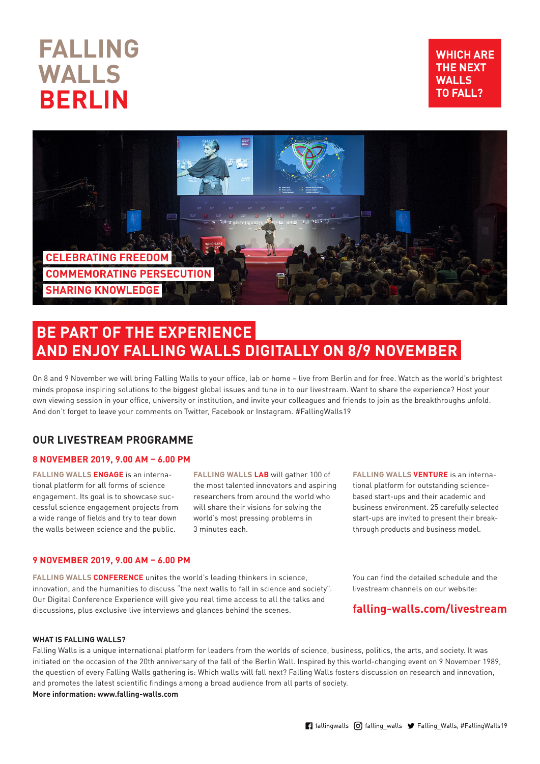# FALLING WALLS BERLIN

**WHICH ARE THE NEXT WALLS TO FALL?**

**CELEBRATING FREEDOM**
**COMMEMORATING PERSECUTION**
**SHARING KNOWLEDGE**

## BE PART OF THE EXPERIENCE AND ENJOY FALLING WALLS DIGITALLY ON 8/9 NOVEMBER

On 8 and 9 November we will bring Falling Walls to your office, lab or home – live from Berlin and for free. Watch as the world's brightest minds propose inspiring solutions to the biggest global issues and tune in to our livestream. Want to share the experience? Host your own viewing session in your office, university or institution, and invite your colleagues and friends to join as the breakthroughs unfold. And don't forget to leave your comments on Twitter, Facebook or Instagram. #FallingWalls19

## OUR LIVESTREAM PROGRAMME

### 8 NOVEMBER 2019, 9.00 AM – 6.00 PM

**FALLING WALLS ENGAGE** is an international platform for all forms of science engagement. Its goal is to showcase successful science engagement projects from a wide range of fields and try to tear down the walls between science and the public.

**FALLING WALLS LAB** will gather 100 of the most talented innovators and aspiring researchers from around the world who will share their visions for solving the world's most pressing problems in 3 minutes each.

**FALLING WALLS VENTURE** is an international platform for outstanding science-based start-ups and their academic and business environment. 25 carefully selected start-ups are invited to present their breakthrough products and business model.

### 9 NOVEMBER 2019, 9.00 AM – 6.00 PM

**FALLING WALLS CONFERENCE** unites the world's leading thinkers in science, innovation, and the humanities to discuss "the next walls to fall in science and society". Our Digital Conference Experience will give you real time access to all the talks and discussions, plus exclusive live interviews and glances behind the scenes.

You can find the detailed schedule and the livestream channels on our website:

**falling-walls.com/livestream**

**WHAT IS FALLING WALLS?**

Falling Walls is a unique international platform for leaders from the worlds of science, business, politics, the arts, and society. It was initiated on the occasion of the 20th anniversary of the fall of the Berlin Wall. Inspired by this world-changing event on 9 November 1989, the question of every Falling Walls gathering is: Which walls will fall next? Falling Walls fosters discussion on research and innovation, and promotes the latest scientific findings among a broad audience from all parts of society.

**More information: www.falling-walls.com**

fallingwalls | falling_walls | Falling_Walls, #FallingWalls19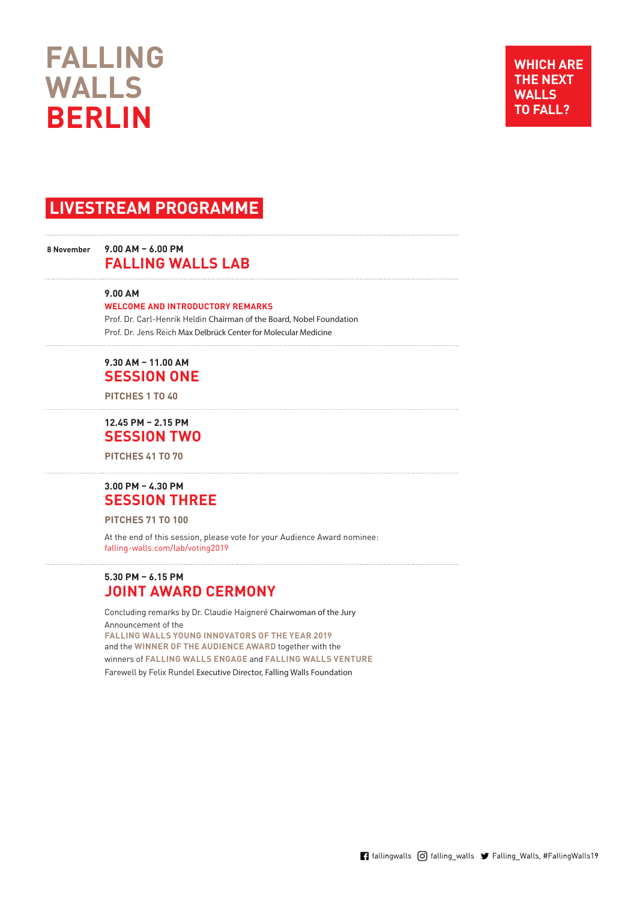# FALLING WALLS BERLIN

**WHICH ARE THE NEXT WALLS TO FALL?**

## LIVESTREAM PROGRAMME

**8 November**

**9.00 AM – 6.00 PM**

### FALLING WALLS LAB

**9.00 AM**

**WELCOME AND INTRODUCTORY REMARKS**

Prof. Dr. Carl-Henrik Heldin Chairman of the Board, Nobel Foundation
Prof. Dr. Jens Reich Max Delbrück Center for Molecular Medicine

**9.30 AM – 11.00 AM**

### SESSION ONE

**PITCHES 1 TO 40**

**12.45 PM – 2.15 PM**

### SESSION TWO

**PITCHES 41 TO 70**

**3.00 PM – 4.30 PM**

### SESSION THREE

**PITCHES 71 TO 100**

At the end of this session, please vote for your Audience Award nominee:
falling-walls.com/lab/voting2019

**5.30 PM – 6.15 PM**

### JOINT AWARD CERMONY

Concluding remarks by Dr. Claudie Haigneré Chairwoman of the Jury
Announcement of the
**FALLING WALLS YOUNG INNOVATORS OF THE YEAR 2019**
and the **WINNER OF THE AUDIENCE AWARD** together with the
winners of **FALLING WALLS ENGAGE** and **FALLING WALLS VENTURE**
Farewell by Felix Rundel Executive Director, Falling Walls Foundation

fallingwalls falling_walls Falling_Walls, #FallingWalls19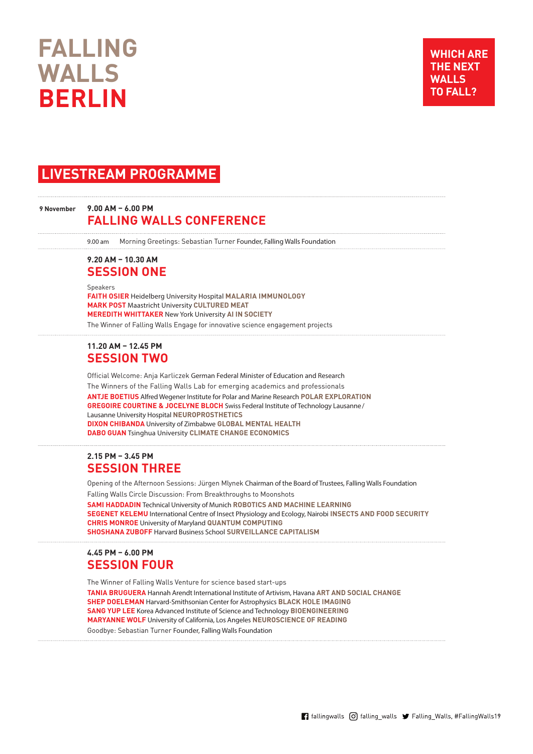# FALLING WALLS BERLIN

**WHICH ARE THE NEXT WALLS TO FALL?**

## LIVESTREAM PROGRAMME

**9 November**

**9.00 AM – 6.00 PM**

## FALLING WALLS CONFERENCE

9.00 am Morning Greetings: Sebastian Turner Founder, Falling Walls Foundation

**9.20 AM – 10.30 AM**

### SESSION ONE

Speakers

**FAITH OSIER** Heidelberg University Hospital **MALARIA IMMUNOLOGY**
**MARK POST** Maastricht University **CULTURED MEAT**
**MEREDITH WHITTAKER** New York University **AI IN SOCIETY**
The Winner of Falling Walls Engage for innovative science engagement projects

**11.20 AM – 12.45 PM**

### SESSION TWO

Official Welcome: Anja Karliczek German Federal Minister of Education and Research
The Winners of the Falling Walls Lab for emerging academics and professionals
**ANTJE BOETIUS** Alfred Wegener Institute for Polar and Marine Research **POLAR EXPLORATION**
**GREGOIRE COURTINE & JOCELYNE BLOCH** Swiss Federal Institute of Technology Lausanne / Lausanne University Hospital **NEUROPROSTHETICS**
**DIXON CHIBANDA** University of Zimbabwe **GLOBAL MENTAL HEALTH**
**DABO GUAN** Tsinghua University **CLIMATE CHANGE ECONOMICS**

**2.15 PM – 3.45 PM**

### SESSION THREE

Opening of the Afternoon Sessions: Jürgen Mlynek Chairman of the Board of Trustees, Falling Walls Foundation
Falling Walls Circle Discussion: From Breakthroughs to Moonshots
**SAMI HADDADIN** Technical University of Munich **ROBOTICS AND MACHINE LEARNING**
**SEGENET KELEMU** International Centre of Insect Physiology and Ecology, Nairobi **INSECTS AND FOOD SECURITY**
**CHRIS MONROE** University of Maryland **QUANTUM COMPUTING**
**SHOSHANA ZUBOFF** Harvard Business School **SURVEILLANCE CAPITALISM**

**4.45 PM – 6.00 PM**

### SESSION FOUR

The Winner of Falling Walls Venture for science based start-ups
**TANIA BRUGUERA** Hannah Arendt International Institute of Artivism, Havana **ART AND SOCIAL CHANGE**
**SHEP DOELEMAN** Harvard-Smithsonian Center for Astrophysics **BLACK HOLE IMAGING**
**SANG YUP LEE** Korea Advanced Institute of Science and Technology **BIOENGINEERING**
**MARYANNE WOLF** University of California, Los Angeles **NEUROSCIENCE OF READING**
Goodbye: Sebastian Turner Founder, Falling Walls Foundation

fallingwalls falling_walls Falling_Walls, #FallingWalls19